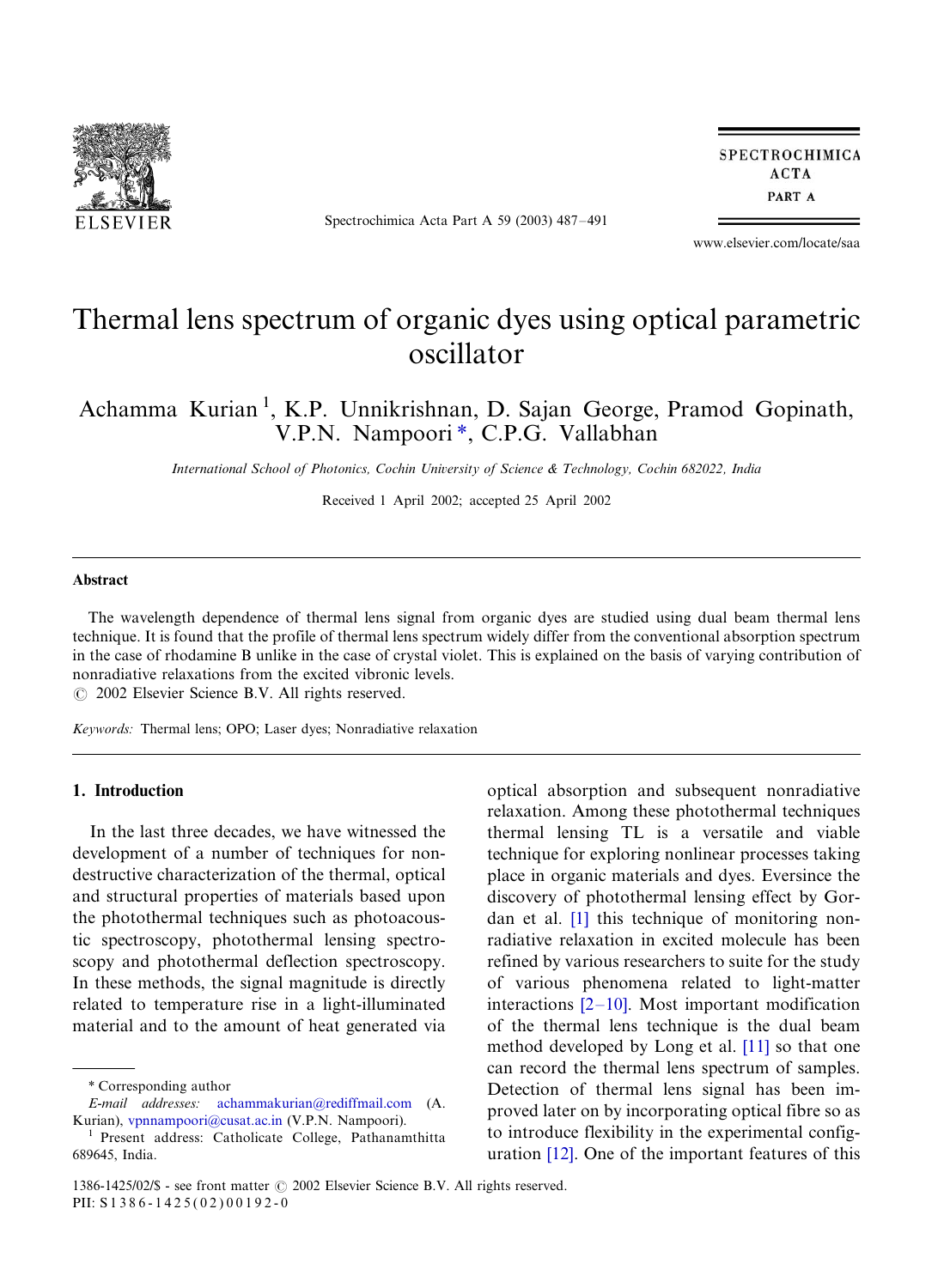# Thermal lens spectrum of organic dyes using optical parametric oscillator

Achamma Kurian [1], K.P. Unnikrishnan, D. Sajan George, Pramod Gopinath, V.P.N. Nampoori *, C.P.G. Vallabhan

*International School of Photonics, Cochin University of Science & Technology, Cochin 682022, India*

Received 1 April 2002; accepted 25 April 2002

## Abstract

The wavelength dependence of thermal lens signal from organic dyes are studied using dual beam thermal lens technique. It is found that the profile of thermal lens spectrum widely differ from the conventional absorption spectrum in the case of rhodamine B unlike in the case of crystal violet. This is explained on the basis of varying contribution of nonradiative relaxations from the excited vibronic levels.

© 2002 Elsevier Science B.V. All rights reserved.

*Keywords:* Thermal lens; OPO; Laser dyes; Nonradiative relaxation

## 1. Introduction

In the last three decades, we have witnessed the development of a number of techniques for non-destructive characterization of the thermal, optical and structural properties of materials based upon the photothermal techniques such as photoacoustic spectroscopy, photothermal lensing spectroscopy and photothermal deflection spectroscopy. In these methods, the signal magnitude is directly related to temperature rise in a light-illuminated material and to the amount of heat generated via optical absorption and subsequent nonradiative relaxation. Among these photothermal techniques thermal lensing TL is a versatile and viable technique for exploring nonlinear processes taking place in organic materials and dyes. Eversince the discovery of photothermal lensing effect by Gordan et al. [1] this technique of monitoring non-radiative relaxation in excited molecule has been refined by various researchers to suite for the study of various phenomena related to light-matter interactions [2–10]. Most important modification of the thermal lens technique is the dual beam method developed by Long et al. [11] so that one can record the thermal lens spectrum of samples. Detection of thermal lens signal has been improved later on by incorporating optical fibre so as to introduce flexibility in the experimental configuration [12]. One of the important features of this

---

* Corresponding author

*E-mail addresses:* achammakurian@rediffmail.com (A. Kurian), vpnnampoori@cusat.ac.in (V.P.N. Nampoori).

[1] Present address: Catholicate College, Pathanamthitta 689645, India.

1386-1425/02/$ - see front matter © 2002 Elsevier Science B.V. All rights reserved.
PII: S1386-1425(02)00192-0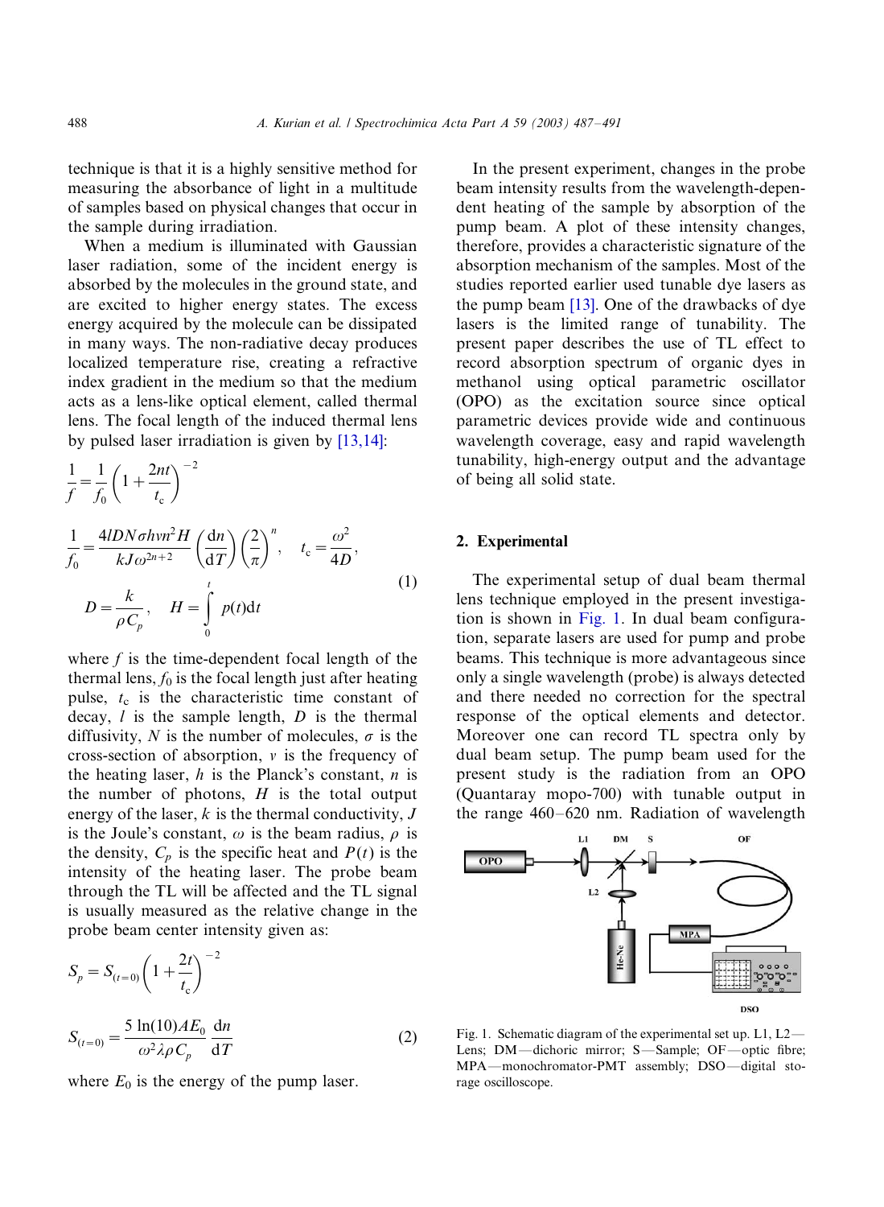technique is that it is a highly sensitive method for measuring the absorbance of light in a multitude of samples based on physical changes that occur in the sample during irradiation.

When a medium is illuminated with Gaussian laser radiation, some of the incident energy is absorbed by the molecules in the ground state, and are excited to higher energy states. The excess energy acquired by the molecule can be dissipated in many ways. The non-radiative decay produces localized temperature rise, creating a refractive index gradient in the medium so that the medium acts as a lens-like optical element, called thermal lens. The focal length of the induced thermal lens by pulsed laser irradiation is given by [13,14]:

$$\frac{1}{f} = \frac{1}{f_0}\left(1 + \frac{2nt}{t_c}\right)^{-2}$$

$$\frac{1}{f_0} = \frac{4lDN\sigma h\nu n^2 H}{kJ\omega^{2n+2}}\left(\frac{dn}{dT}\right)\left(\frac{2}{\pi}\right)^n, \quad t_c = \frac{\omega^2}{4D},$$

$$D = \frac{k}{\rho C_p}, \quad H = \int_0^t p(t)dt \tag{1}$$

where $f$ is the time-dependent focal length of the thermal lens, $f_0$ is the focal length just after heating pulse, $t_c$ is the characteristic time constant of decay, $l$ is the sample length, $D$ is the thermal diffusivity, $N$ is the number of molecules, $\sigma$ is the cross-section of absorption, $v$ is the frequency of the heating laser, $h$ is the Planck's constant, $n$ is the number of photons, $H$ is the total output energy of the laser, $k$ is the thermal conductivity, $J$ is the Joule's constant, $\omega$ is the beam radius, $\rho$ is the density, $C_p$ is the specific heat and $P(t)$ is the intensity of the heating laser. The probe beam through the TL will be affected and the TL signal is usually measured as the relative change in the probe beam center intensity given as:

$$S_p = S_{(t=0)}\left(1 + \frac{2t}{t_c}\right)^{-2}$$

$$S_{(t=0)} = \frac{5\ln(10)AE_0}{\omega^2 \lambda \rho C_p}\frac{dn}{dT} \tag{2}$$

where $E_0$ is the energy of the pump laser.

In the present experiment, changes in the probe beam intensity results from the wavelength-dependent heating of the sample by absorption of the pump beam. A plot of these intensity changes, therefore, provides a characteristic signature of the absorption mechanism of the samples. Most of the studies reported earlier used tunable dye lasers as the pump beam [13]. One of the drawbacks of dye lasers is the limited range of tunability. The present paper describes the use of TL effect to record absorption spectrum of organic dyes in methanol using optical parametric oscillator (OPO) as the excitation source since optical parametric devices provide wide and continuous wavelength coverage, easy and rapid wavelength tunability, high-energy output and the advantage of being all solid state.

## 2. Experimental

The experimental setup of dual beam thermal lens technique employed in the present investigation is shown in Fig. 1. In dual beam configuration, separate lasers are used for pump and probe beams. This technique is more advantageous since only a single wavelength (probe) is always detected and there needed no correction for the spectral response of the optical elements and detector. Moreover one can record TL spectra only by dual beam setup. The pump beam used for the present study is the radiation from an OPO (Quantaray mopo-700) with tunable output in the range 460–620 nm. Radiation of wavelength

Fig. 1. Schematic diagram of the experimental set up. L1, L2—Lens; DM—dichoric mirror; S—Sample; OF—optic fibre; MPA—monochromator-PMT assembly; DSO—digital storage oscilloscope.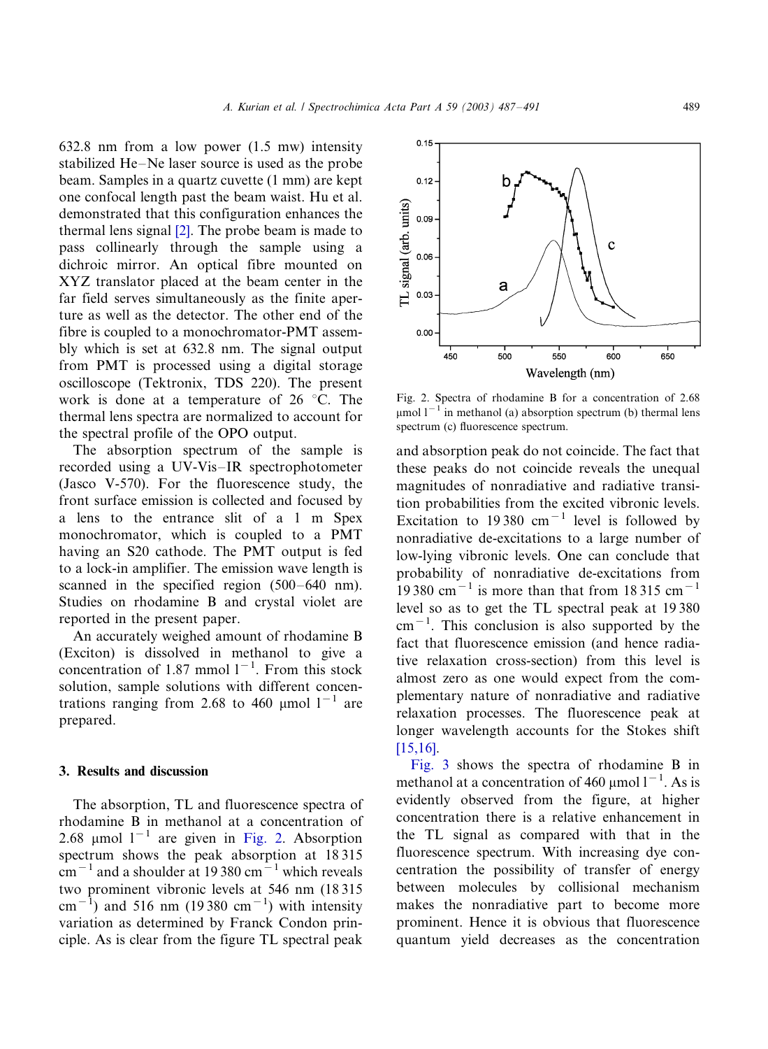632.8 nm from a low power (1.5 mw) intensity stabilized He–Ne laser source is used as the probe beam. Samples in a quartz cuvette (1 mm) are kept one confocal length past the beam waist. Hu et al. demonstrated that this configuration enhances the thermal lens signal [2]. The probe beam is made to pass collinearly through the sample using a dichroic mirror. An optical fibre mounted on XYZ translator placed at the beam center in the far field serves simultaneously as the finite aperture as well as the detector. The other end of the fibre is coupled to a monochromator-PMT assembly which is set at 632.8 nm. The signal output from PMT is processed using a digital storage oscilloscope (Tektronix, TDS 220). The present work is done at a temperature of 26 °C. The thermal lens spectra are normalized to account for the spectral profile of the OPO output.

The absorption spectrum of the sample is recorded using a UV-Vis–IR spectrophotometer (Jasco V-570). For the fluorescence study, the front surface emission is collected and focused by a lens to the entrance slit of a 1 m Spex monochromator, which is coupled to a PMT having an S20 cathode. The PMT output is fed to a lock-in amplifier. The emission wave length is scanned in the specified region (500–640 nm). Studies on rhodamine B and crystal violet are reported in the present paper.

An accurately weighed amount of rhodamine B (Exciton) is dissolved in methanol to give a concentration of 1.87 mmol $l^{-1}$. From this stock solution, sample solutions with different concentrations ranging from 2.68 to 460 μmol $l^{-1}$ are prepared.

## 3. Results and discussion

The absorption, TL and fluorescence spectra of rhodamine B in methanol at a concentration of 2.68 μmol $l^{-1}$ are given in Fig. 2. Absorption spectrum shows the peak absorption at 18 315 $cm^{-1}$ and a shoulder at 19 380 $cm^{-1}$ which reveals two prominent vibronic levels at 546 nm (18 315 $cm^{-1}$) and 516 nm (19 380 $cm^{-1}$) with intensity variation as determined by Franck Condon principle. As is clear from the figure TL spectral peak and absorption peak do not coincide. The fact that these peaks do not coincide reveals the unequal magnitudes of nonradiative and radiative transition probabilities from the excited vibronic levels. Excitation to 19 380 $cm^{-1}$ level is followed by nonradiative de-excitations to a large number of low-lying vibronic levels. One can conclude that probability of nonradiative de-excitations from 19 380 $cm^{-1}$ is more than that from 18 315 $cm^{-1}$ level so as to get the TL spectral peak at 19 380 $cm^{-1}$. This conclusion is also supported by the fact that fluorescence emission (and hence radiative relaxation cross-section) from this level is almost zero as one would expect from the complementary nature of nonradiative and radiative relaxation processes. The fluorescence peak at longer wavelength accounts for the Stokes shift [15,16].

Fig. 2. Spectra of rhodamine B for a concentration of 2.68 μmol $l^{-1}$ in methanol (a) absorption spectrum (b) thermal lens spectrum (c) fluorescence spectrum.

Fig. 3 shows the spectra of rhodamine B in methanol at a concentration of 460 μmol $l^{-1}$. As is evidently observed from the figure, at higher concentration there is a relative enhancement in the TL signal as compared with that in the fluorescence spectrum. With increasing dye concentration the possibility of transfer of energy between molecules by collisional mechanism makes the nonradiative part to become more prominent. Hence it is obvious that fluorescence quantum yield decreases as the concentration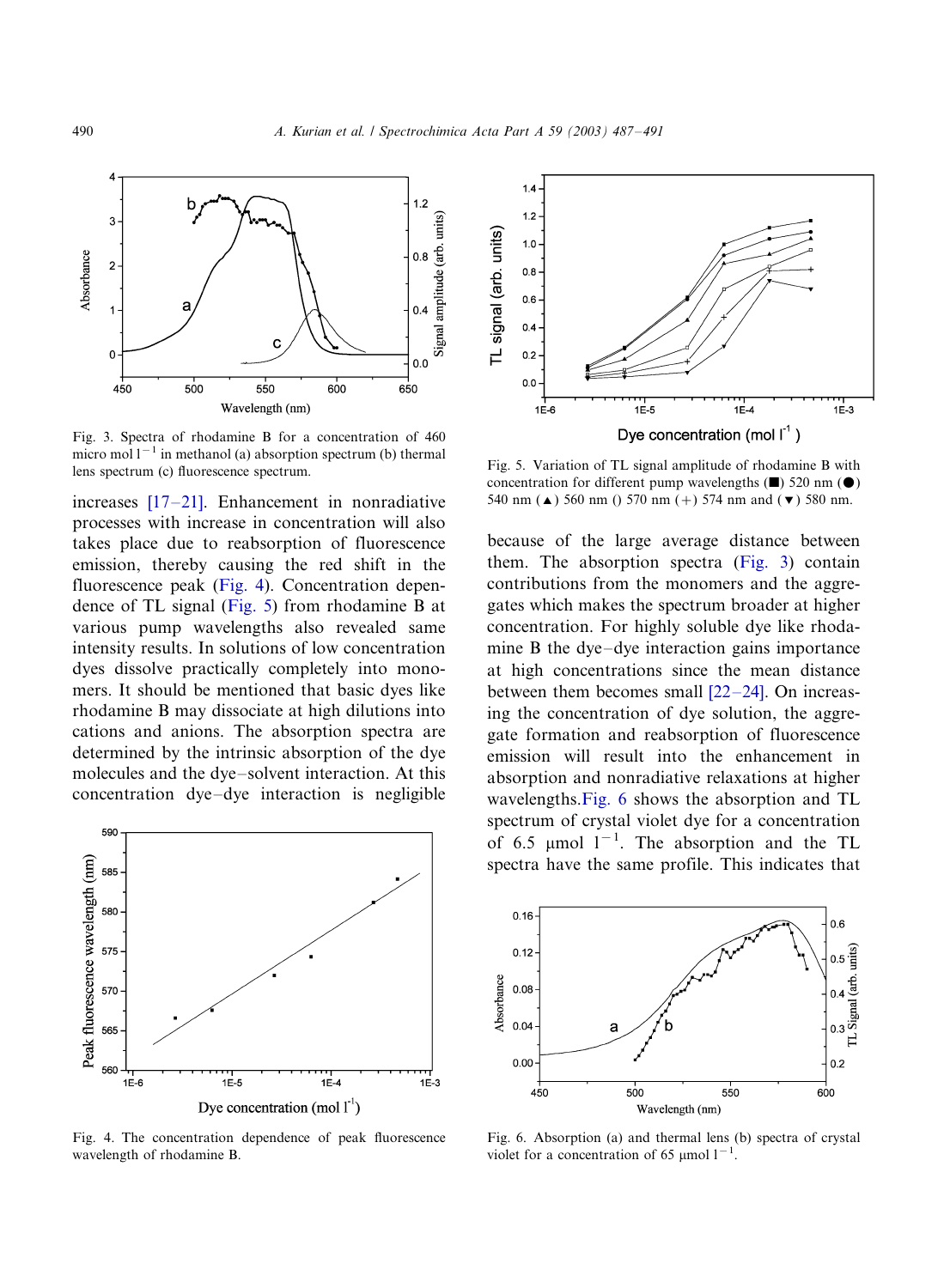Fig. 3. Spectra of rhodamine B for a concentration of 460 micro mol $l^{-1}$ in methanol (a) absorption spectrum (b) thermal lens spectrum (c) fluorescence spectrum.

increases [17–21]. Enhancement in nonradiative processes with increase in concentration will also takes place due to reabsorption of fluorescence emission, thereby causing the red shift in the fluorescence peak (Fig. 4). Concentration dependence of TL signal (Fig. 5) from rhodamine B at various pump wavelengths also revealed same intensity results. In solutions of low concentration dyes dissolve practically completely into monomers. It should be mentioned that basic dyes like rhodamine B may dissociate at high dilutions into cations and anions. The absorption spectra are determined by the intrinsic absorption of the dye molecules and the dye–solvent interaction. At this concentration dye–dye interaction is negligible because of the large average distance between them. The absorption spectra (Fig. 3) contain contributions from the monomers and the aggregates which makes the spectrum broader at higher concentration. For highly soluble dye like rhodamine B the dye–dye interaction gains importance at high concentrations since the mean distance between them becomes small [22–24]. On increasing the concentration of dye solution, the aggregate formation and reabsorption of fluorescence emission will result into the enhancement in absorption and nonradiative relaxations at higher wavelengths. Fig. 6 shows the absorption and TL spectrum of crystal violet dye for a concentration of 6.5 μmol $l^{-1}$. The absorption and the TL spectra have the same profile. This indicates that

Fig. 4. The concentration dependence of peak fluorescence wavelength of rhodamine B.

Fig. 5. Variation of TL signal amplitude of rhodamine B with concentration for different pump wavelengths (■) 520 nm (●) 540 nm (▲) 560 nm () 570 nm (+) 574 nm and (▼) 580 nm.

Fig. 6. Absorption (a) and thermal lens (b) spectra of crystal violet for a concentration of 65 μmol $l^{-1}$.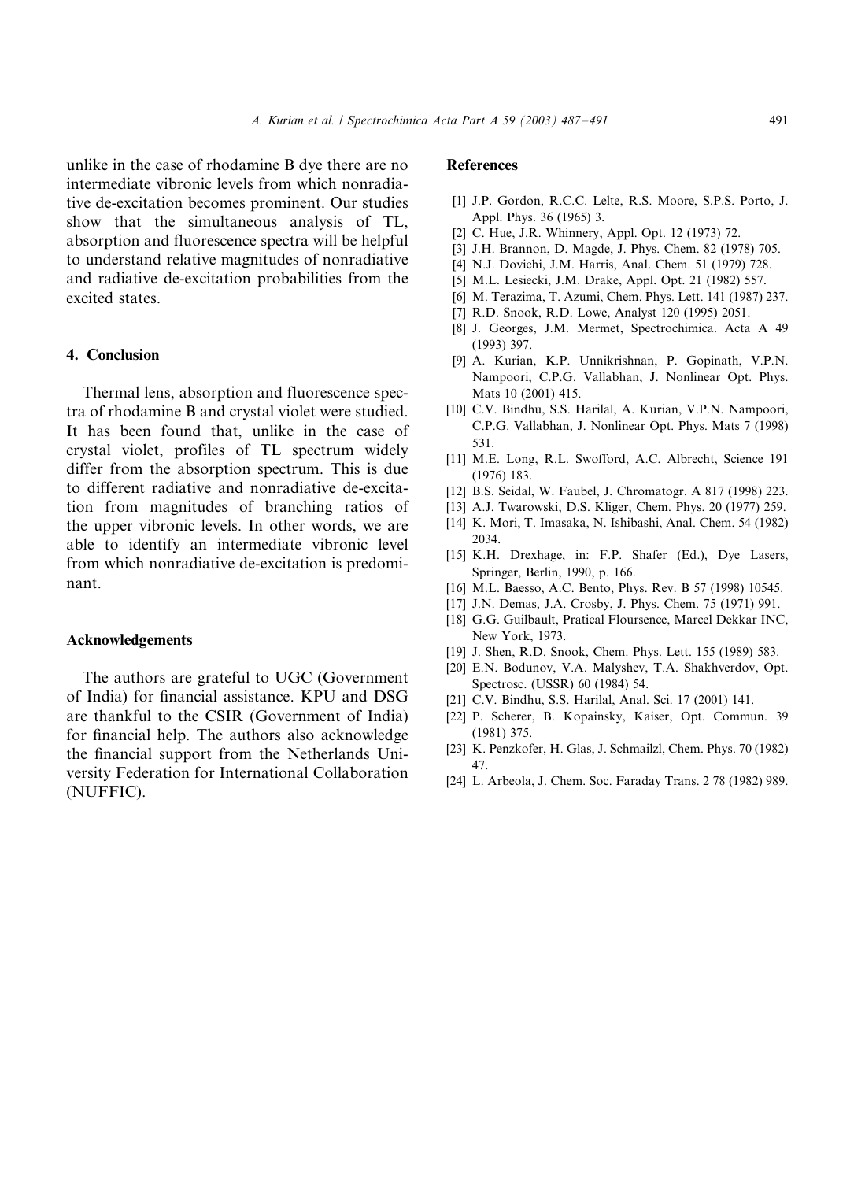unlike in the case of rhodamine B dye there are no intermediate vibronic levels from which nonradiative de-excitation becomes prominent. Our studies show that the simultaneous analysis of TL, absorption and fluorescence spectra will be helpful to understand relative magnitudes of nonradiative and radiative de-excitation probabilities from the excited states.

## 4. Conclusion

Thermal lens, absorption and fluorescence spectra of rhodamine B and crystal violet were studied. It has been found that, unlike in the case of crystal violet, profiles of TL spectrum widely differ from the absorption spectrum. This is due to different radiative and nonradiative de-excitation from magnitudes of branching ratios of the upper vibronic levels. In other words, we are able to identify an intermediate vibronic level from which nonradiative de-excitation is predominant.

## Acknowledgements

The authors are grateful to UGC (Government of India) for financial assistance. KPU and DSG are thankful to the CSIR (Government of India) for financial help. The authors also acknowledge the financial support from the Netherlands University Federation for International Collaboration (NUFFIC).

## References

[1] J.P. Gordon, R.C.C. Lelte, R.S. Moore, S.P.S. Porto, J. Appl. Phys. 36 (1965) 3.
[2] C. Hue, J.R. Whinnery, Appl. Opt. 12 (1973) 72.
[3] J.H. Brannon, D. Magde, J. Phys. Chem. 82 (1978) 705.
[4] N.J. Dovichi, J.M. Harris, Anal. Chem. 51 (1979) 728.
[5] M.L. Lesiecki, J.M. Drake, Appl. Opt. 21 (1982) 557.
[6] M. Terazima, T. Azumi, Chem. Phys. Lett. 141 (1987) 237.
[7] R.D. Snook, R.D. Lowe, Analyst 120 (1995) 2051.
[8] J. Georges, J.M. Mermet, Spectrochimica. Acta A 49 (1993) 397.
[9] A. Kurian, K.P. Unnikrishnan, P. Gopinath, V.P.N. Nampoori, C.P.G. Vallabhan, J. Nonlinear Opt. Phys. Mats 10 (2001) 415.
[10] C.V. Bindhu, S.S. Harilal, A. Kurian, V.P.N. Nampoori, C.P.G. Vallabhan, J. Nonlinear Opt. Phys. Mats 7 (1998) 531.
[11] M.E. Long, R.L. Swofford, A.C. Albrecht, Science 191 (1976) 183.
[12] B.S. Seidal, W. Faubel, J. Chromatogr. A 817 (1998) 223.
[13] A.J. Twarowski, D.S. Kliger, Chem. Phys. 20 (1977) 259.
[14] K. Mori, T. Imasaka, N. Ishibashi, Anal. Chem. 54 (1982) 2034.
[15] K.H. Drexhage, in: F.P. Shafer (Ed.), Dye Lasers, Springer, Berlin, 1990, p. 166.
[16] M.L. Baesso, A.C. Bento, Phys. Rev. B 57 (1998) 10545.
[17] J.N. Demas, J.A. Crosby, J. Phys. Chem. 75 (1971) 991.
[18] G.G. Guilbault, Pratical Floursence, Marcel Dekkar INC, New York, 1973.
[19] J. Shen, R.D. Snook, Chem. Phys. Lett. 155 (1989) 583.
[20] E.N. Bodunov, V.A. Malyshev, T.A. Shakhverdov, Opt. Spectrosc. (USSR) 60 (1984) 54.
[21] C.V. Bindhu, S.S. Harilal, Anal. Sci. 17 (2001) 141.
[22] P. Scherer, B. Kopainsky, Kaiser, Opt. Commun. 39 (1981) 375.
[23] K. Penzkofer, H. Glas, J. Schmailzl, Chem. Phys. 70 (1982) 47.
[24] L. Arbeola, J. Chem. Soc. Faraday Trans. 2 78 (1982) 989.